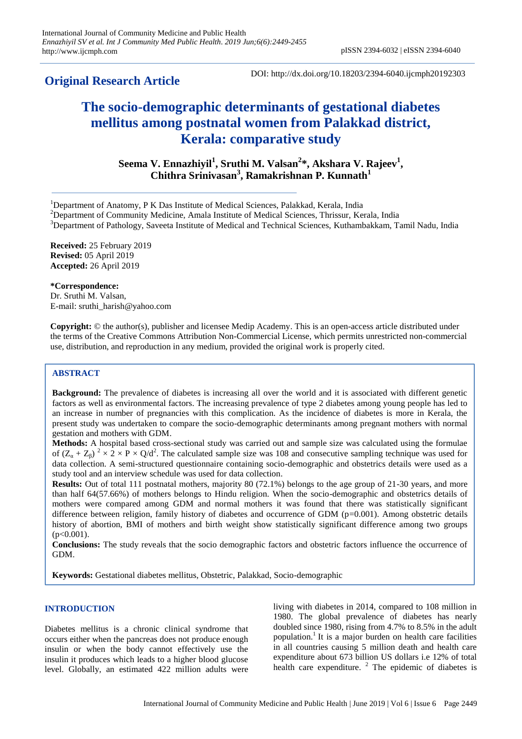## Original Research Article

DOI: http://dx.doi.org/10.18203/2394-6040.ijcmph20192303

# The socio-demographic determinants of gestational diabetes mellitus among postnatal women from Palakkad district, Kerala: comparative study

**Seema V. Ennazhiyil[1], Sruthi M. Valsan[2]*, Akshara V. Rajeev[1], Chithra Srinivasan[3], Ramakrishnan P. Kunnath[1]**

[1]Department of Anatomy, P K Das Institute of Medical Sciences, Palakkad, Kerala, India
[2]Department of Community Medicine, Amala Institute of Medical Sciences, Thrissur, Kerala, India
[3]Department of Pathology, Saveeta Institute of Medical and Technical Sciences, Kuthambakkam, Tamil Nadu, India

**Received:** 25 February 2019
**Revised:** 05 April 2019
**Accepted:** 26 April 2019

***Correspondence:**
Dr. Sruthi M. Valsan,
E-mail: sruthi_harish@yahoo.com

**Copyright:** © the author(s), publisher and licensee Medip Academy. This is an open-access article distributed under the terms of the Creative Commons Attribution Non-Commercial License, which permits unrestricted non-commercial use, distribution, and reproduction in any medium, provided the original work is properly cited.

## ABSTRACT

**Background:** The prevalence of diabetes is increasing all over the world and it is associated with different genetic factors as well as environmental factors. The increasing prevalence of type 2 diabetes among young people has led to an increase in number of pregnancies with this complication. As the incidence of diabetes is more in Kerala, the present study was undertaken to compare the socio-demographic determinants among pregnant mothers with normal gestation and mothers with GDM.

**Methods:** A hospital based cross-sectional study was carried out and sample size was calculated using the formulae of $(Z_\alpha + Z_\beta)^2 \times 2 \times P \times Q/d^2$. The calculated sample size was 108 and consecutive sampling technique was used for data collection. A semi-structured questionnaire containing socio-demographic and obstetrics details were used as a study tool and an interview schedule was used for data collection.

**Results:** Out of total 111 postnatal mothers, majority 80 (72.1%) belongs to the age group of 21-30 years, and more than half 64(57.66%) of mothers belongs to Hindu religion. When the socio-demographic and obstetrics details of mothers were compared among GDM and normal mothers it was found that there was statistically significant difference between religion, family history of diabetes and occurrence of GDM (p=0.001). Among obstetric details history of abortion, BMI of mothers and birth weight show statistically significant difference among two groups (p<0.001).

**Conclusions:** The study reveals that the socio demographic factors and obstetric factors influence the occurrence of GDM.

**Keywords:** Gestational diabetes mellitus, Obstetric, Palakkad, Socio-demographic

## INTRODUCTION

Diabetes mellitus is a chronic clinical syndrome that occurs either when the pancreas does not produce enough insulin or when the body cannot effectively use the insulin it produces which leads to a higher blood glucose level. Globally, an estimated 422 million adults were living with diabetes in 2014, compared to 108 million in 1980. The global prevalence of diabetes has nearly doubled since 1980, rising from 4.7% to 8.5% in the adult population.[1] It is a major burden on health care facilities in all countries causing 5 million death and health care expenditure about 673 billion US dollars i.e 12% of total health care expenditure. [2] The epidemic of diabetes is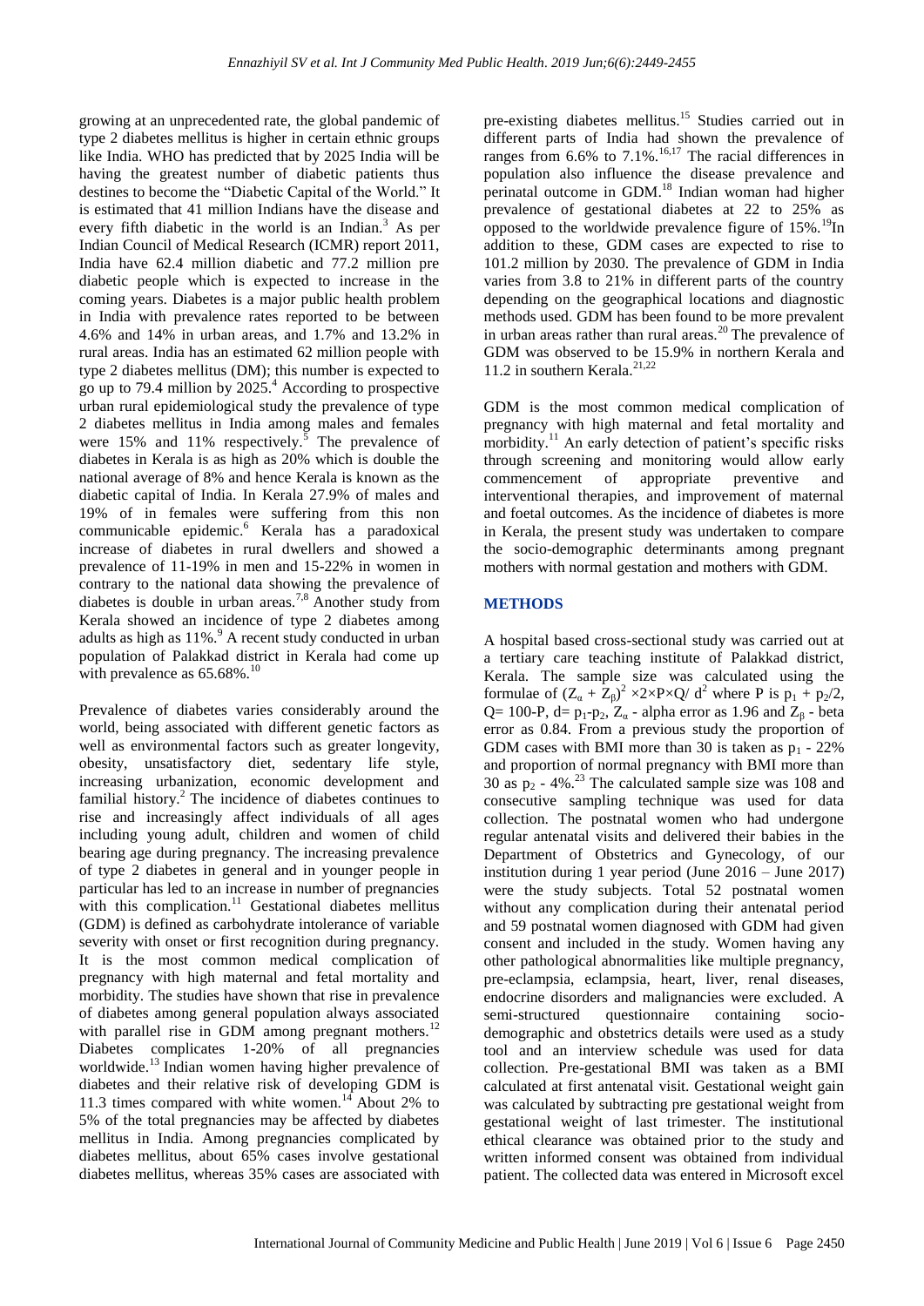growing at an unprecedented rate, the global pandemic of type 2 diabetes mellitus is higher in certain ethnic groups like India. WHO has predicted that by 2025 India will be having the greatest number of diabetic patients thus destines to become the "Diabetic Capital of the World." It is estimated that 41 million Indians have the disease and every fifth diabetic in the world is an Indian.[3] As per Indian Council of Medical Research (ICMR) report 2011, India have 62.4 million diabetic and 77.2 million pre diabetic people which is expected to increase in the coming years. Diabetes is a major public health problem in India with prevalence rates reported to be between 4.6% and 14% in urban areas, and 1.7% and 13.2% in rural areas. India has an estimated 62 million people with type 2 diabetes mellitus (DM); this number is expected to go up to 79.4 million by 2025.[4] According to prospective urban rural epidemiological study the prevalence of type 2 diabetes mellitus in India among males and females were 15% and 11% respectively.[5] The prevalence of diabetes in Kerala is as high as 20% which is double the national average of 8% and hence Kerala is known as the diabetic capital of India. In Kerala 27.9% of males and 19% of in females were suffering from this non communicable epidemic.[6] Kerala has a paradoxical increase of diabetes in rural dwellers and showed a prevalence of 11-19% in men and 15-22% in women in contrary to the national data showing the prevalence of diabetes is double in urban areas.[7,8] Another study from Kerala showed an incidence of type 2 diabetes among adults as high as 11%.[9] A recent study conducted in urban population of Palakkad district in Kerala had come up with prevalence as 65.68%.[10]

Prevalence of diabetes varies considerably around the world, being associated with different genetic factors as well as environmental factors such as greater longevity, obesity, unsatisfactory diet, sedentary life style, increasing urbanization, economic development and familial history.[2] The incidence of diabetes continues to rise and increasingly affect individuals of all ages including young adult, children and women of child bearing age during pregnancy. The increasing prevalence of type 2 diabetes in general and in younger people in particular has led to an increase in number of pregnancies with this complication.[11] Gestational diabetes mellitus (GDM) is defined as carbohydrate intolerance of variable severity with onset or first recognition during pregnancy. It is the most common medical complication of pregnancy with high maternal and fetal mortality and morbidity. The studies have shown that rise in prevalence of diabetes among general population always associated with parallel rise in GDM among pregnant mothers.[12] Diabetes complicates 1-20% of all pregnancies worldwide.[13] Indian women having higher prevalence of diabetes and their relative risk of developing GDM is 11.3 times compared with white women.[14] About 2% to 5% of the total pregnancies may be affected by diabetes mellitus in India. Among pregnancies complicated by diabetes mellitus, about 65% cases involve gestational diabetes mellitus, whereas 35% cases are associated with pre-existing diabetes mellitus.[15] Studies carried out in different parts of India had shown the prevalence of ranges from 6.6% to 7.1%.[16,17] The racial differences in population also influence the disease prevalence and perinatal outcome in GDM.[18] Indian woman had higher prevalence of gestational diabetes at 22 to 25% as opposed to the worldwide prevalence figure of 15%.[19] In addition to these, GDM cases are expected to rise to 101.2 million by 2030. The prevalence of GDM in India varies from 3.8 to 21% in different parts of the country depending on the geographical locations and diagnostic methods used. GDM has been found to be more prevalent in urban areas rather than rural areas.[20] The prevalence of GDM was observed to be 15.9% in northern Kerala and 11.2 in southern Kerala.[21,22]

GDM is the most common medical complication of pregnancy with high maternal and fetal mortality and morbidity.[11] An early detection of patient's specific risks through screening and monitoring would allow early commencement of appropriate preventive and interventional therapies, and improvement of maternal and foetal outcomes. As the incidence of diabetes is more in Kerala, the present study was undertaken to compare the socio-demographic determinants among pregnant mothers with normal gestation and mothers with GDM.

## METHODS

A hospital based cross-sectional study was carried out at a tertiary care teaching institute of Palakkad district, Kerala. The sample size was calculated using the formulae of $(Z_\alpha + Z_\beta)^2 \times 2 \times P \times Q / d^2$ where P is $p_1 + p_2/2$, Q= 100-P, d= $p_1$-$p_2$, $Z_\alpha$ - alpha error as 1.96 and $Z_\beta$ - beta error as 0.84. From a previous study the proportion of GDM cases with BMI more than 30 is taken as $p_1$ - 22% and proportion of normal pregnancy with BMI more than 30 as $p_2$ - 4%.[23] The calculated sample size was 108 and consecutive sampling technique was used for data collection. The postnatal women who had undergone regular antenatal visits and delivered their babies in the Department of Obstetrics and Gynecology, of our institution during 1 year period (June 2016 – June 2017) were the study subjects. Total 52 postnatal women without any complication during their antenatal period and 59 postnatal women diagnosed with GDM had given consent and included in the study. Women having any other pathological abnormalities like multiple pregnancy, pre-eclampsia, eclampsia, heart, liver, renal diseases, endocrine disorders and malignancies were excluded. A semi-structured questionnaire containing socio-demographic and obstetrics details were used as a study tool and an interview schedule was used for data collection. Pre-gestational BMI was taken as a BMI calculated at first antenatal visit. Gestational weight gain was calculated by subtracting pre gestational weight from gestational weight of last trimester. The institutional ethical clearance was obtained prior to the study and written informed consent was obtained from individual patient. The collected data was entered in Microsoft excel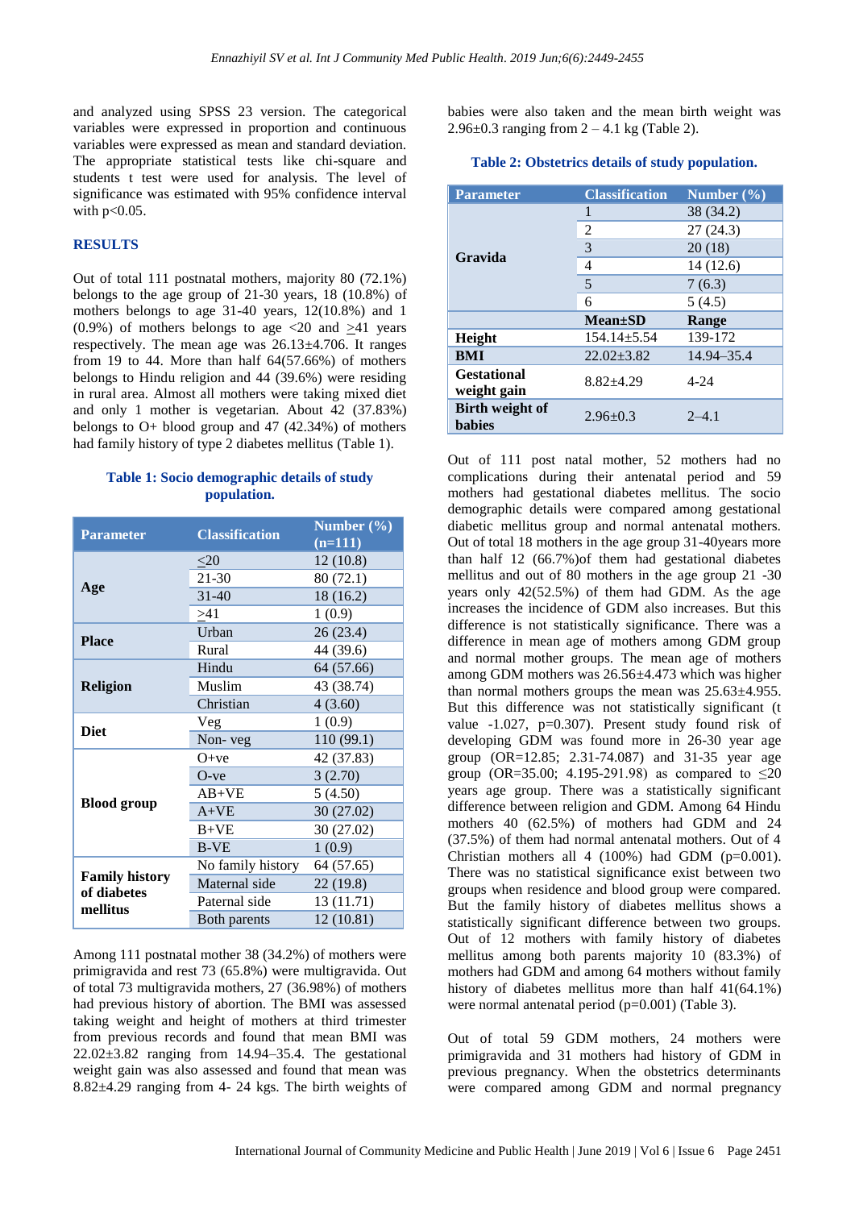and analyzed using SPSS 23 version. The categorical variables were expressed in proportion and continuous variables were expressed as mean and standard deviation. The appropriate statistical tests like chi-square and students t test were used for analysis. The level of significance was estimated with 95% confidence interval with p<0.05.

## RESULTS

Out of total 111 postnatal mothers, majority 80 (72.1%) belongs to the age group of 21-30 years, 18 (10.8%) of mothers belongs to age 31-40 years, 12(10.8%) and 1 (0.9%) of mothers belongs to age <20 and ≥41 years respectively. The mean age was 26.13±4.706. It ranges from 19 to 44. More than half 64(57.66%) of mothers belongs to Hindu religion and 44 (39.6%) were residing in rural area. Almost all mothers were taking mixed diet and only 1 mother is vegetarian. About 42 (37.83%) belongs to O+ blood group and 47 (42.34%) of mothers had family history of type 2 diabetes mellitus (Table 1).

**Table 1: Socio demographic details of study population.**

| Parameter | Classification | Number (%) (n=111) |
|---|---|---|
| Age | ≤20 | 12 (10.8) |
| | 21-30 | 80 (72.1) |
| | 31-40 | 18 (16.2) |
| | ≥41 | 1 (0.9) |
| Place | Urban | 26 (23.4) |
| | Rural | 44 (39.6) |
| Religion | Hindu | 64 (57.66) |
| | Muslim | 43 (38.74) |
| | Christian | 4 (3.60) |
| Diet | Veg | 1 (0.9) |
| | Non- veg | 110 (99.1) |
| Blood group | O+ve | 42 (37.83) |
| | O-ve | 3 (2.70) |
| | AB+VE | 5 (4.50) |
| | A+VE | 30 (27.02) |
| | B+VE | 30 (27.02) |
| | B-VE | 1 (0.9) |
| Family history of diabetes mellitus | No family history | 64 (57.65) |
| | Maternal side | 22 (19.8) |
| | Paternal side | 13 (11.71) |
| | Both parents | 12 (10.81) |

Among 111 postnatal mother 38 (34.2%) of mothers were primigravida and rest 73 (65.8%) were multigravida. Out of total 73 multigravida mothers, 27 (36.98%) of mothers had previous history of abortion. The BMI was assessed taking weight and height of mothers at third trimester from previous records and found that mean BMI was 22.02±3.82 ranging from 14.94–35.4. The gestational weight gain was also assessed and found that mean was 8.82±4.29 ranging from 4- 24 kgs. The birth weights of babies were also taken and the mean birth weight was 2.96±0.3 ranging from 2 – 4.1 kg (Table 2).

**Table 2: Obstetrics details of study population.**

| Parameter | Classification | Number (%) |
|---|---|---|
| Gravida | 1 | 38 (34.2) |
| | 2 | 27 (24.3) |
| | 3 | 20 (18) |
| | 4 | 14 (12.6) |
| | 5 | 7 (6.3) |
| | 6 | 5 (4.5) |
| | **Mean±SD** | **Range** |
| Height | 154.14±5.54 | 139-172 |
| BMI | 22.02±3.82 | 14.94–35.4 |
| Gestational weight gain | 8.82±4.29 | 4-24 |
| Birth weight of babies | 2.96±0.3 | 2–4.1 |

Out of 111 post natal mother, 52 mothers had no complications during their antenatal period and 59 mothers had gestational diabetes mellitus. The socio demographic details were compared among gestational diabetic mellitus group and normal antenatal mothers. Out of total 18 mothers in the age group 31-40years more than half 12 (66.7%)of them had gestational diabetes mellitus and out of 80 mothers in the age group 21 -30 years only 42(52.5%) of them had GDM. As the age increases the incidence of GDM also increases. But this difference is not statistically significance. There was a difference in mean age of mothers among GDM group and normal mother groups. The mean age of mothers among GDM mothers was 26.56±4.473 which was higher than normal mothers groups the mean was 25.63±4.955. But this difference was not statistically significant (t value -1.027, p=0.307). Present study found risk of developing GDM was found more in 26-30 year age group (OR=12.85; 2.31-74.087) and 31-35 year age group (OR=35.00; 4.195-291.98) as compared to ≤20 years age group. There was a statistically significant difference between religion and GDM. Among 64 Hindu mothers 40 (62.5%) of mothers had GDM and 24 (37.5%) of them had normal antenatal mothers. Out of 4 Christian mothers all 4 (100%) had GDM (p=0.001). There was no statistical significance exist between two groups when residence and blood group were compared. But the family history of diabetes mellitus shows a statistically significant difference between two groups. Out of 12 mothers with family history of diabetes mellitus among both parents majority 10 (83.3%) of mothers had GDM and among 64 mothers without family history of diabetes mellitus more than half 41(64.1%) were normal antenatal period (p=0.001) (Table 3).

Out of total 59 GDM mothers, 24 mothers were primigravida and 31 mothers had history of GDM in previous pregnancy. When the obstetrics determinants were compared among GDM and normal pregnancy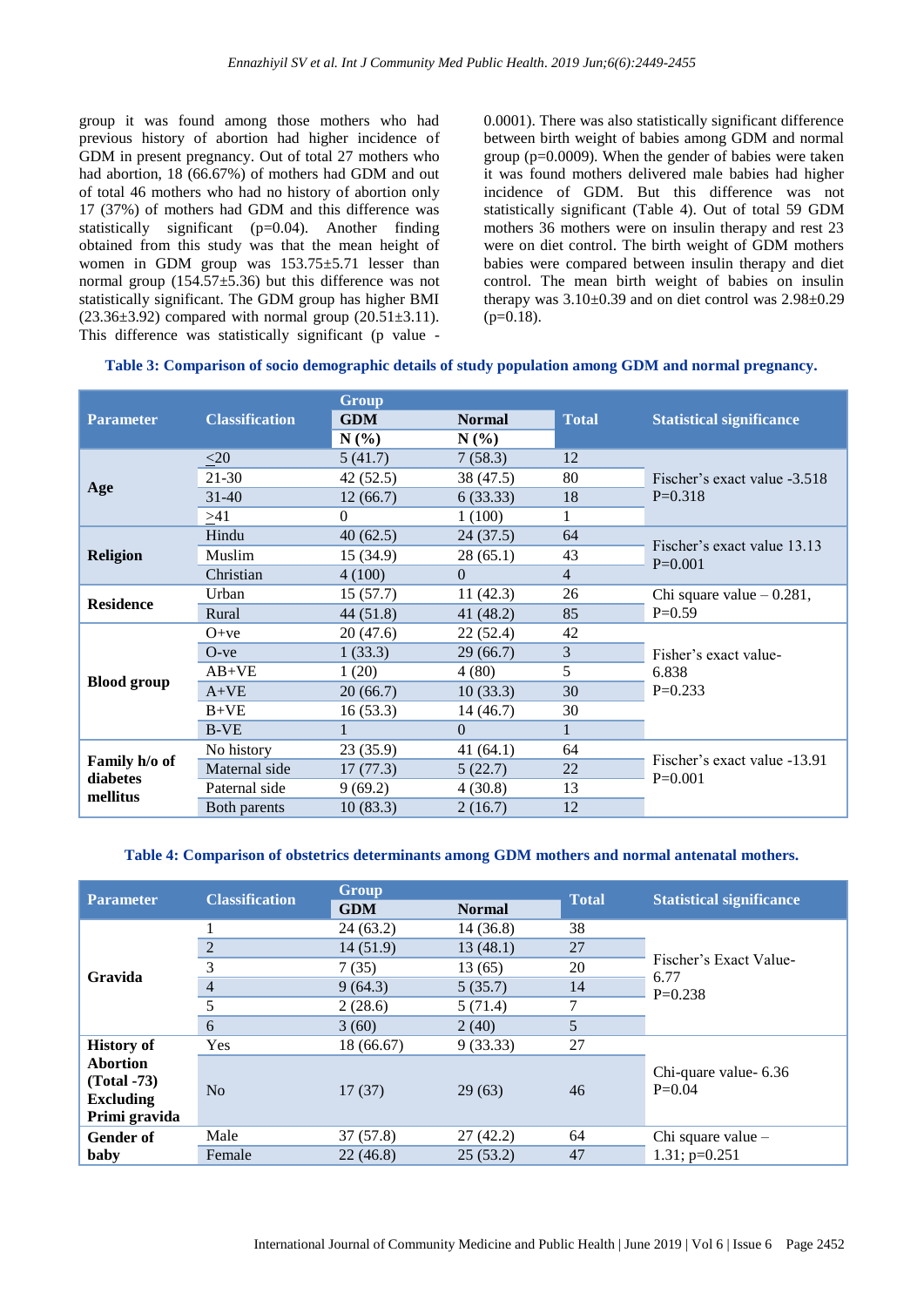group it was found among those mothers who had previous history of abortion had higher incidence of GDM in present pregnancy. Out of total 27 mothers who had abortion, 18 (66.67%) of mothers had GDM and out of total 46 mothers who had no history of abortion only 17 (37%) of mothers had GDM and this difference was statistically significant (p=0.04). Another finding obtained from this study was that the mean height of women in GDM group was 153.75±5.71 lesser than normal group (154.57±5.36) but this difference was not statistically significant. The GDM group has higher BMI (23.36±3.92) compared with normal group (20.51±3.11). This difference was statistically significant (p value - 0.0001). There was also statistically significant difference between birth weight of babies among GDM and normal group (p=0.0009). When the gender of babies were taken it was found mothers delivered male babies had higher incidence of GDM. But this difference was not statistically significant (Table 4). Out of total 59 GDM mothers 36 mothers were on insulin therapy and rest 23 were on diet control. The birth weight of GDM mothers babies were compared between insulin therapy and diet control. The mean birth weight of babies on insulin therapy was 3.10±0.39 and on diet control was 2.98±0.29 (p=0.18).

**Table 3: Comparison of socio demographic details of study population among GDM and normal pregnancy.**

| Parameter | Classification | Group GDM N (%) | Group Normal N (%) | Total | Statistical significance |
|---|---|---|---|---|---|
| Age | ≤20 | 5 (41.7) | 7 (58.3) | 12 | Fischer's exact value -3.518 P=0.318 |
| | 21-30 | 42 (52.5) | 38 (47.5) | 80 | |
| | 31-40 | 12 (66.7) | 6 (33.33) | 18 | |
| | >41 | 0 | 1 (100) | 1 | |
| Religion | Hindu | 40 (62.5) | 24 (37.5) | 64 | Fischer's exact value 13.13 P=0.001 |
| | Muslim | 15 (34.9) | 28 (65.1) | 43 | |
| | Christian | 4 (100) | 0 | 4 | |
| Residence | Urban | 15 (57.7) | 11 (42.3) | 26 | Chi square value – 0.281, P=0.59 |
| | Rural | 44 (51.8) | 41 (48.2) | 85 | |
| Blood group | O+ve | 20 (47.6) | 22 (52.4) | 42 | Fisher's exact value- 6.838 P=0.233 |
| | O-ve | 1 (33.3) | 29 (66.7) | 3 | |
| | AB+VE | 1 (20) | 4 (80) | 5 | |
| | A+VE | 20 (66.7) | 10 (33.3) | 30 | |
| | B+VE | 16 (53.3) | 14 (46.7) | 30 | |
| | B-VE | 1 | 0 | 1 | |
| Family h/o of diabetes mellitus | No history | 23 (35.9) | 41 (64.1) | 64 | Fischer's exact value -13.91 P=0.001 |
| | Maternal side | 17 (77.3) | 5 (22.7) | 22 | |
| | Paternal side | 9 (69.2) | 4 (30.8) | 13 | |
| | Both parents | 10 (83.3) | 2 (16.7) | 12 | |

**Table 4: Comparison of obstetrics determinants among GDM mothers and normal antenatal mothers.**

| Parameter | Classification | Group GDM | Group Normal | Total | Statistical significance |
|---|---|---|---|---|---|
| Gravida | 1 | 24 (63.2) | 14 (36.8) | 38 | Fischer's Exact Value- 6.77 P=0.238 |
| | 2 | 14 (51.9) | 13 (48.1) | 27 | |
| | 3 | 7 (35) | 13 (65) | 20 | |
| | 4 | 9 (64.3) | 5 (35.7) | 14 | |
| | 5 | 2 (28.6) | 5 (71.4) | 7 | |
| | 6 | 3 (60) | 2 (40) | 5 | |
| History of Abortion (Total -73) Excluding Primi gravida | Yes | 18 (66.67) | 9 (33.33) | 27 | Chi-quare value- 6.36 P=0.04 |
| | No | 17 (37) | 29 (63) | 46 | |
| Gender of baby | Male | 37 (57.8) | 27 (42.2) | 64 | Chi square value – 1.31; p=0.251 |
| | Female | 22 (46.8) | 25 (53.2) | 47 | |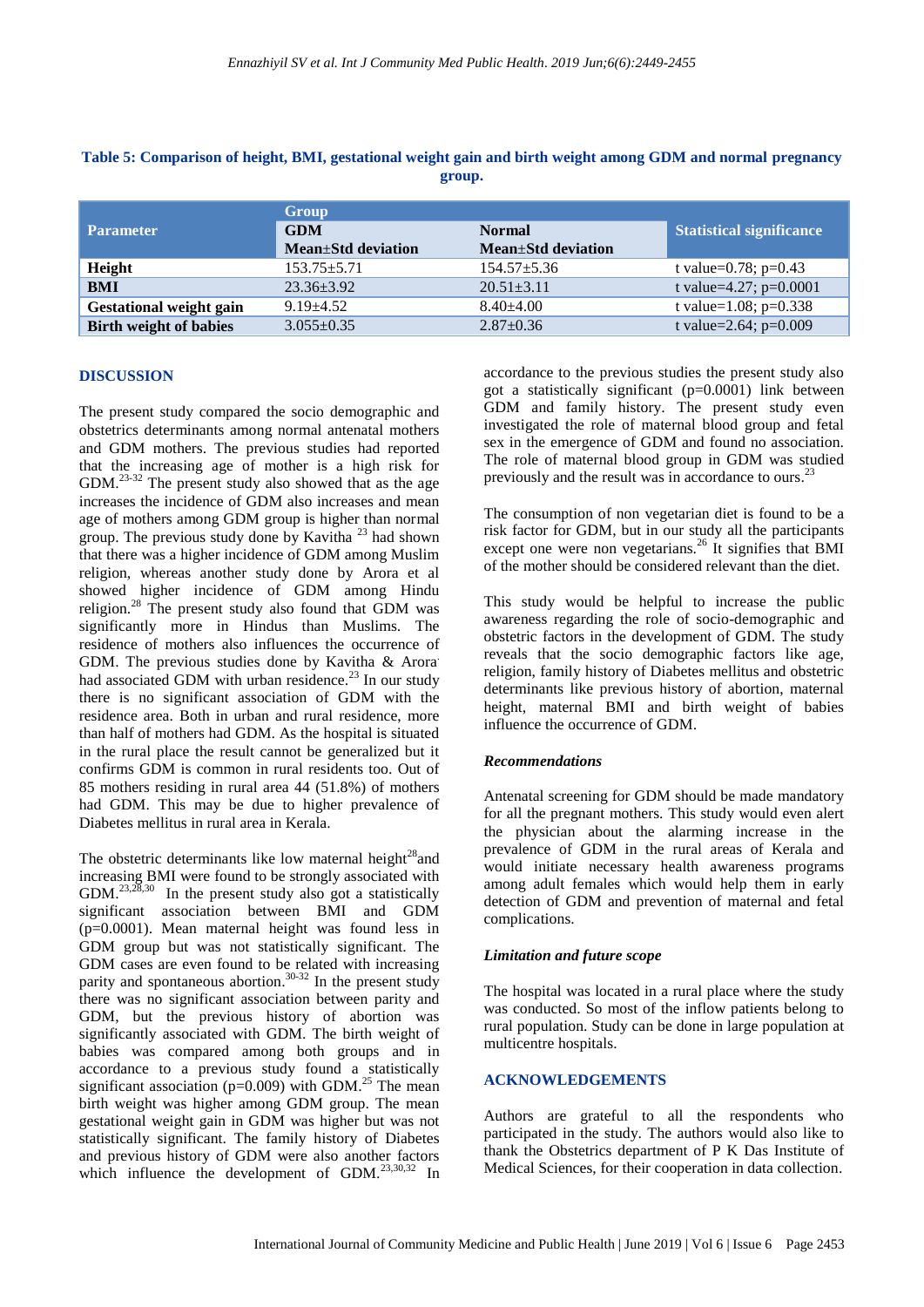**Table 5: Comparison of height, BMI, gestational weight gain and birth weight among GDM and normal pregnancy group.**

| Parameter | Group | | Statistical significance |
|---|---|---|---|
| | GDM Mean±Std deviation | Normal Mean±Std deviation | |
| **Height** | 153.75±5.71 | 154.57±5.36 | t value=0.78; p=0.43 |
| **BMI** | 23.36±3.92 | 20.51±3.11 | t value=4.27; p=0.0001 |
| **Gestational weight gain** | 9.19±4.52 | 8.40±4.00 | t value=1.08; p=0.338 |
| **Birth weight of babies** | 3.055±0.35 | 2.87±0.36 | t value=2.64; p=0.009 |

## DISCUSSION

The present study compared the socio demographic and obstetrics determinants among normal antenatal mothers and GDM mothers. The previous studies had reported that the increasing age of mother is a high risk for GDM.[23-32] The present study also showed that as the age increases the incidence of GDM also increases and mean age of mothers among GDM group is higher than normal group. The previous study done by Kavitha [23] had shown that there was a higher incidence of GDM among Muslim religion, whereas another study done by Arora et al showed higher incidence of GDM among Hindu religion.[28] The present study also found that GDM was significantly more in Hindus than Muslims. The residence of mothers also influences the occurrence of GDM. The previous studies done by Kavitha & Arora had associated GDM with urban residence.[23] In our study there is no significant association of GDM with the residence area. Both in urban and rural residence, more than half of mothers had GDM. As the hospital is situated in the rural place the result cannot be generalized but it confirms GDM is common in rural residents too. Out of 85 mothers residing in rural area 44 (51.8%) of mothers had GDM. This may be due to higher prevalence of Diabetes mellitus in rural area in Kerala.

The obstetric determinants like low maternal height[28] and increasing BMI were found to be strongly associated with GDM.[23,28,30] In the present study also got a statistically significant association between BMI and GDM (p=0.0001). Mean maternal height was found less in GDM group but was not statistically significant. The GDM cases are even found to be related with increasing parity and spontaneous abortion.[30-32] In the present study there was no significant association between parity and GDM, but the previous history of abortion was significantly associated with GDM. The birth weight of babies was compared among both groups and in accordance to a previous study found a statistically significant association (p=0.009) with GDM.[25] The mean birth weight was higher among GDM group. The mean gestational weight gain in GDM was higher but was not statistically significant. The family history of Diabetes and previous history of GDM were also another factors which influence the development of GDM.[23,30,32] In accordance to the previous studies the present study also got a statistically significant (p=0.0001) link between GDM and family history. The present study even investigated the role of maternal blood group and fetal sex in the emergence of GDM and found no association. The role of maternal blood group in GDM was studied previously and the result was in accordance to ours.[23]

The consumption of non vegetarian diet is found to be a risk factor for GDM, but in our study all the participants except one were non vegetarians.[26] It signifies that BMI of the mother should be considered relevant than the diet.

This study would be helpful to increase the public awareness regarding the role of socio-demographic and obstetric factors in the development of GDM. The study reveals that the socio demographic factors like age, religion, family history of Diabetes mellitus and obstetric determinants like previous history of abortion, maternal height, maternal BMI and birth weight of babies influence the occurrence of GDM.

### *Recommendations*

Antenatal screening for GDM should be made mandatory for all the pregnant mothers. This study would even alert the physician about the alarming increase in the prevalence of GDM in the rural areas of Kerala and would initiate necessary health awareness programs among adult females which would help them in early detection of GDM and prevention of maternal and fetal complications.

### *Limitation and future scope*

The hospital was located in a rural place where the study was conducted. So most of the inflow patients belong to rural population. Study can be done in large population at multicentre hospitals.

## ACKNOWLEDGEMENTS

Authors are grateful to all the respondents who participated in the study. The authors would also like to thank the Obstetrics department of P K Das Institute of Medical Sciences, for their cooperation in data collection.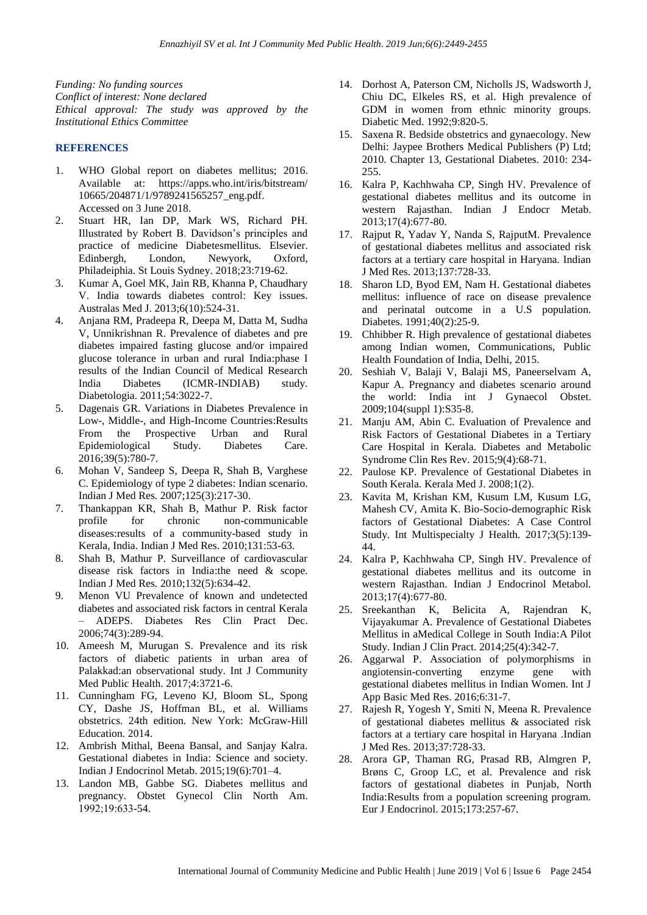*Funding: No funding sources*
*Conflict of interest: None declared*
*Ethical approval: The study was approved by the Institutional Ethics Committee*

## REFERENCES

1. WHO Global report on diabetes mellitus; 2016. Available at: https://apps.who.int/iris/bitstream/10665/204871/1/9789241565257_eng.pdf. Accessed on 3 June 2018.
2. Stuart HR, Ian DP, Mark WS, Richard PH. Illustrated by Robert B. Davidson's principles and practice of medicine Diabetesmellitus. Elsevier. Edinbergh, London, Newyork, Oxford, Philadeiphia. St Louis Sydney. 2018;23:719-62.
3. Kumar A, Goel MK, Jain RB, Khanna P, Chaudhary V. India towards diabetes control: Key issues. Australas Med J. 2013;6(10):524-31.
4. Anjana RM, Pradeepa R, Deepa M, Datta M, Sudha V, Unnikrishnan R. Prevalence of diabetes and pre diabetes impaired fasting glucose and/or impaired glucose tolerance in urban and rural India:phase I results of the Indian Council of Medical Research India Diabetes (ICMR-INDIAB) study. Diabetologia. 2011;54:3022-7.
5. Dagenais GR. Variations in Diabetes Prevalence in Low-, Middle-, and High-Income Countries:Results From the Prospective Urban and Rural Epidemiological Study. Diabetes Care. 2016;39(5):780-7.
6. Mohan V, Sandeep S, Deepa R, Shah B, Varghese C. Epidemiology of type 2 diabetes: Indian scenario. Indian J Med Res. 2007;125(3):217-30.
7. Thankappan KR, Shah B, Mathur P. Risk factor profile for chronic non-communicable diseases:results of a community-based study in Kerala, India. Indian J Med Res. 2010;131:53-63.
8. Shah B, Mathur P. Surveillance of cardiovascular disease risk factors in India:the need & scope. Indian J Med Res. 2010;132(5):634-42.
9. Menon VU Prevalence of known and undetected diabetes and associated risk factors in central Kerala – ADEPS. Diabetes Res Clin Pract Dec. 2006;74(3):289-94.
10. Ameesh M, Murugan S. Prevalence and its risk factors of diabetic patients in urban area of Palakkad:an observational study. Int J Community Med Public Health. 2017;4:3721-6.
11. Cunningham FG, Leveno KJ, Bloom SL, Spong CY, Dashe JS, Hoffman BL, et al. Williams obstetrics. 24th edition. New York: McGraw-Hill Education. 2014.
12. Ambrish Mithal, Beena Bansal, and Sanjay Kalra. Gestational diabetes in India: Science and society. Indian J Endocrinol Metab. 2015;19(6):701–4.
13. Landon MB, Gabbe SG. Diabetes mellitus and pregnancy. Obstet Gynecol Clin North Am. 1992;19:633-54.
14. Dorhost A, Paterson CM, Nicholls JS, Wadsworth J, Chiu DC, Elkeles RS, et al. High prevalence of GDM in women from ethnic minority groups. Diabetic Med. 1992;9:820-5.
15. Saxena R. Bedside obstetrics and gynaecology. New Delhi: Jaypee Brothers Medical Publishers (P) Ltd; 2010. Chapter 13, Gestational Diabetes. 2010: 234-255.
16. Kalra P, Kachhwaha CP, Singh HV. Prevalence of gestational diabetes mellitus and its outcome in western Rajasthan. Indian J Endocr Metab. 2013;17(4):677-80.
17. Rajput R, Yadav Y, Nanda S, RajputM. Prevalence of gestational diabetes mellitus and associated risk factors at a tertiary care hospital in Haryana. Indian J Med Res. 2013;137:728-33.
18. Sharon LD, Byod EM, Nam H. Gestational diabetes mellitus: influence of race on disease prevalence and perinatal outcome in a U.S population. Diabetes. 1991;40(2):25-9.
19. Chhibber R. High prevalence of gestational diabetes among Indian women, Communications, Public Health Foundation of India, Delhi, 2015.
20. Seshiah V, Balaji V, Balaji MS, Paneerselvam A, Kapur A. Pregnancy and diabetes scenario around the world: India int J Gynaecol Obstet. 2009;104(suppl 1):S35-8.
21. Manju AM, Abin C. Evaluation of Prevalence and Risk Factors of Gestational Diabetes in a Tertiary Care Hospital in Kerala. Diabetes and Metabolic Syndrome Clin Res Rev. 2015;9(4):68-71.
22. Paulose KP. Prevalence of Gestational Diabetes in South Kerala. Kerala Med J. 2008;1(2).
23. Kavita M, Krishan KM, Kusum LM, Kusum LG, Mahesh CV, Amita K. Bio-Socio-demographic Risk factors of Gestational Diabetes: A Case Control Study. Int Multispecialty J Health. 2017;3(5):139-44.
24. Kalra P, Kachhwaha CP, Singh HV. Prevalence of gestational diabetes mellitus and its outcome in western Rajasthan. Indian J Endocrinol Metabol. 2013;17(4):677-80.
25. Sreekanthan K, Belicita A, Rajendran K, Vijayakumar A. Prevalence of Gestational Diabetes Mellitus in aMedical College in South India:A Pilot Study. Indian J Clin Pract. 2014;25(4):342-7.
26. Aggarwal P. Association of polymorphisms in angiotensin-converting enzyme gene with gestational diabetes mellitus in Indian Women. Int J App Basic Med Res. 2016;6:31-7.
27. Rajesh R, Yogesh Y, Smiti N, Meena R. Prevalence of gestational diabetes mellitus & associated risk factors at a tertiary care hospital in Haryana .Indian J Med Res. 2013;37:728-33.
28. Arora GP, Thaman RG, Prasad RB, Almgren P, Brøns C, Groop LC, et al. Prevalence and risk factors of gestational diabetes in Punjab, North India:Results from a population screening program. Eur J Endocrinol. 2015;173:257-67.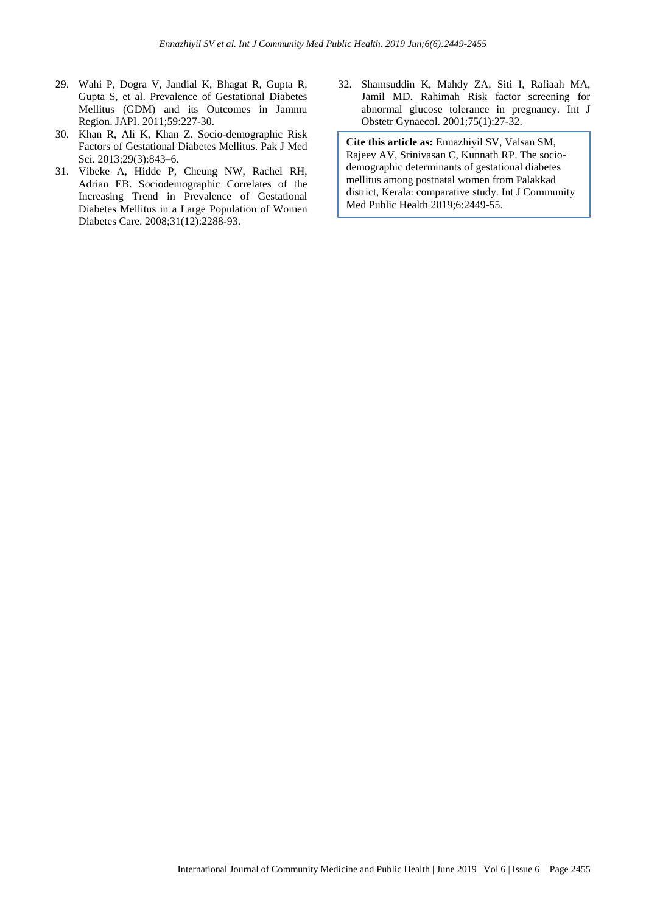29. Wahi P, Dogra V, Jandial K, Bhagat R, Gupta R, Gupta S, et al. Prevalence of Gestational Diabetes Mellitus (GDM) and its Outcomes in Jammu Region. JAPI. 2011;59:227-30.
30. Khan R, Ali K, Khan Z. Socio-demographic Risk Factors of Gestational Diabetes Mellitus. Pak J Med Sci. 2013;29(3):843–6.
31. Vibeke A, Hidde P, Cheung NW, Rachel RH, Adrian EB. Sociodemographic Correlates of the Increasing Trend in Prevalence of Gestational Diabetes Mellitus in a Large Population of Women Diabetes Care. 2008;31(12):2288-93.
32. Shamsuddin K, Mahdy ZA, Siti I, Rafiaah MA, Jamil MD. Rahimah Risk factor screening for abnormal glucose tolerance in pregnancy. Int J Obstetr Gynaecol. 2001;75(1):27-32.

**Cite this article as:** Ennazhiyil SV, Valsan SM, Rajeev AV, Srinivasan C, Kunnath RP. The socio-demographic determinants of gestational diabetes mellitus among postnatal women from Palakkad district, Kerala: comparative study. Int J Community Med Public Health 2019;6:2449-55.